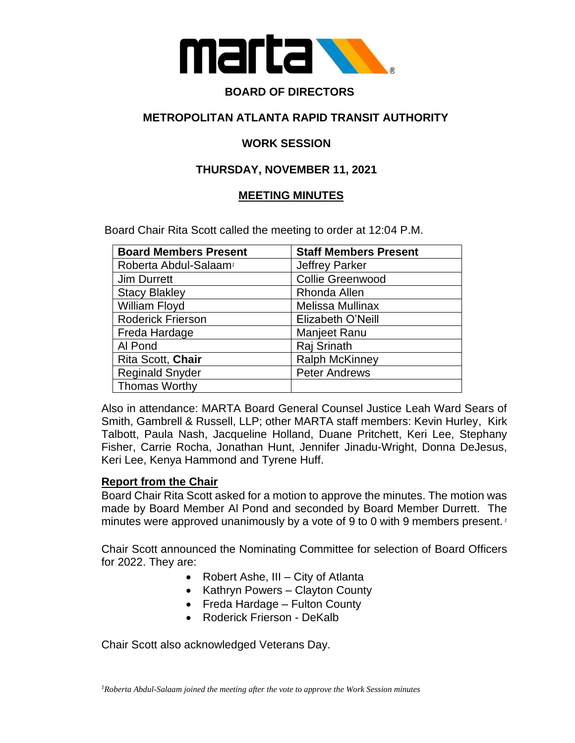# BOARD OF DIRECTORS

## METROPOLITAN ATLANTA RAPID TRANSIT AUTHORITY

## WORK SESSION

## THURSDAY, NOVEMBER 11, 2021

## MEETING MINUTES

Board Chair Rita Scott called the meeting to order at 12:04 P.M.

| Board Members Present | Staff Members Present |
|---|---|
| Roberta Abdul-Salaam[1] | Jeffrey Parker |
| Jim Durrett | Collie Greenwood |
| Stacy Blakley | Rhonda Allen |
| William Floyd | Melissa Mullinax |
| Roderick Frierson | Elizabeth O'Neill |
| Freda Hardage | Manjeet Ranu |
| Al Pond | Raj Srinath |
| Rita Scott, **Chair** | Ralph McKinney |
| Reginald Snyder | Peter Andrews |
| Thomas Worthy | |

Also in attendance: MARTA Board General Counsel Justice Leah Ward Sears of Smith, Gambrell & Russell, LLP; other MARTA staff members: Kevin Hurley, Kirk Talbott, Paula Nash, Jacqueline Holland, Duane Pritchett, Keri Lee, Stephany Fisher, Carrie Rocha, Jonathan Hunt, Jennifer Jinadu-Wright, Donna DeJesus, Keri Lee, Kenya Hammond and Tyrene Huff.

**Report from the Chair**

Board Chair Rita Scott asked for a motion to approve the minutes. The motion was made by Board Member Al Pond and seconded by Board Member Durrett. The minutes were approved unanimously by a vote of 9 to 0 with 9 members present. [1]

Chair Scott announced the Nominating Committee for selection of Board Officers for 2022. They are:

- Robert Ashe, III – City of Atlanta
- Kathryn Powers – Clayton County
- Freda Hardage – Fulton County
- Roderick Frierson - DeKalb

Chair Scott also acknowledged Veterans Day.

*[1]Roberta Abdul-Salaam joined the meeting after the vote to approve the Work Session minutes*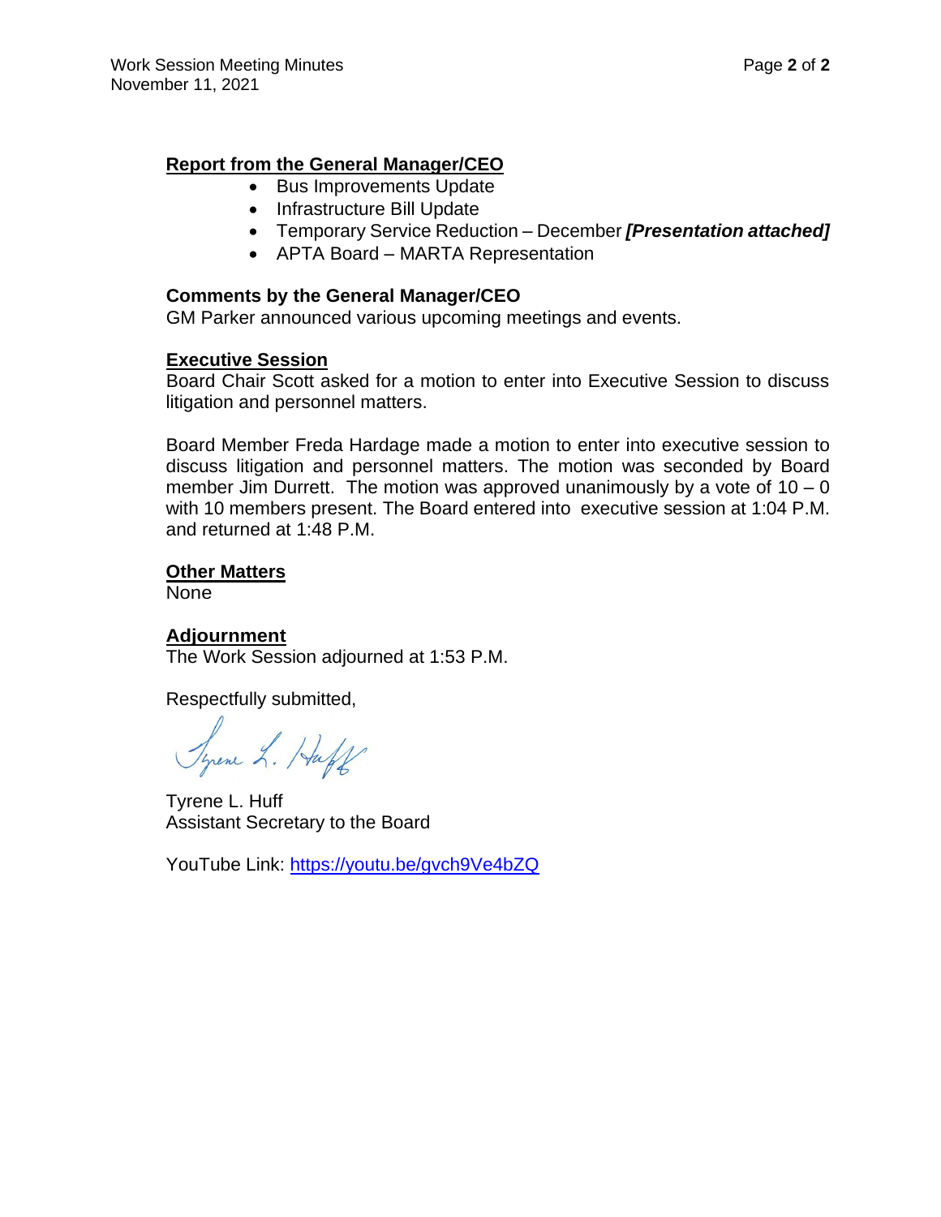**Report from the General Manager/CEO**

- Bus Improvements Update
- Infrastructure Bill Update
- Temporary Service Reduction – December ***[Presentation attached]***
- APTA Board – MARTA Representation

**Comments by the General Manager/CEO**

GM Parker announced various upcoming meetings and events.

**Executive Session**

Board Chair Scott asked for a motion to enter into Executive Session to discuss litigation and personnel matters.

Board Member Freda Hardage made a motion to enter into executive session to discuss litigation and personnel matters. The motion was seconded by Board member Jim Durrett. The motion was approved unanimously by a vote of 10 – 0 with 10 members present. The Board entered into executive session at 1:04 P.M. and returned at 1:48 P.M.

**Other Matters**

None

**Adjournment**

The Work Session adjourned at 1:53 P.M.

Respectfully submitted,

Tyrene L. Huff
Assistant Secretary to the Board

YouTube Link: https://youtu.be/gvch9Ve4bZQ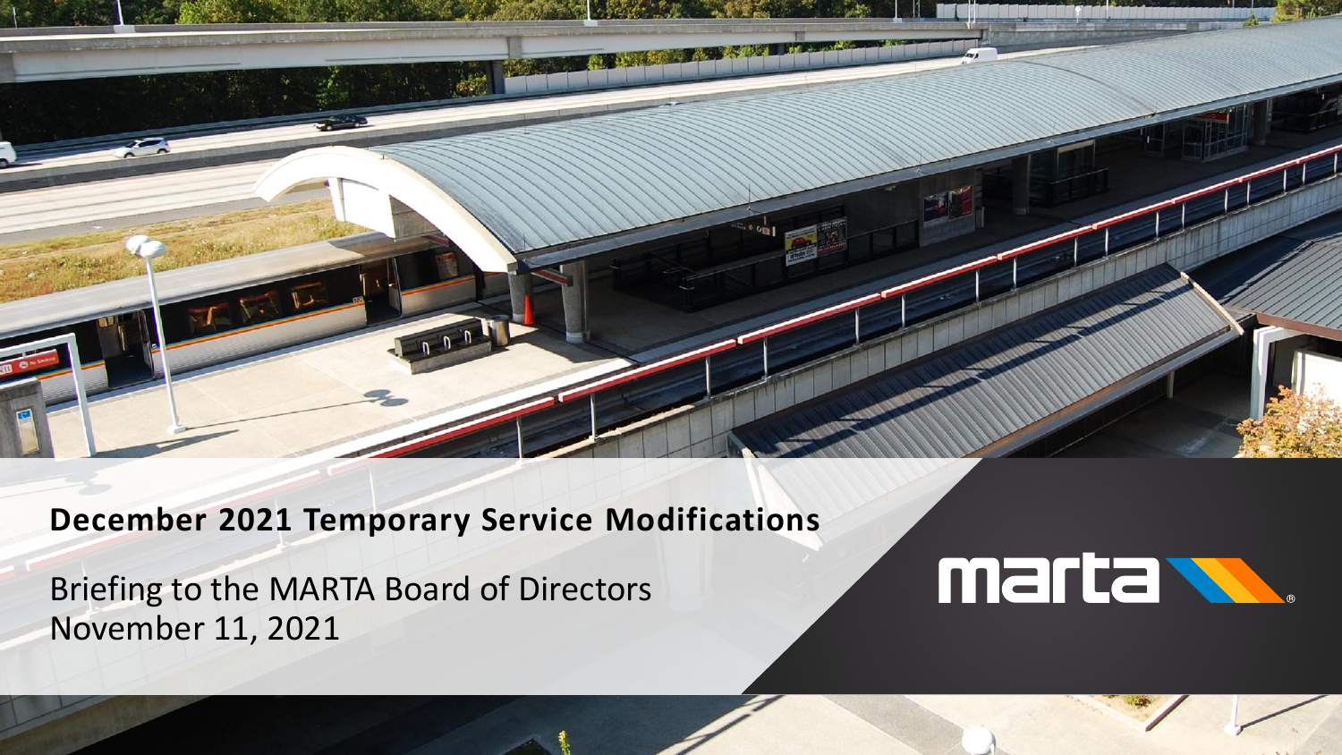**December 2021 Temporary Service Modifications**

Briefing to the MARTA Board of Directors
November 11, 2021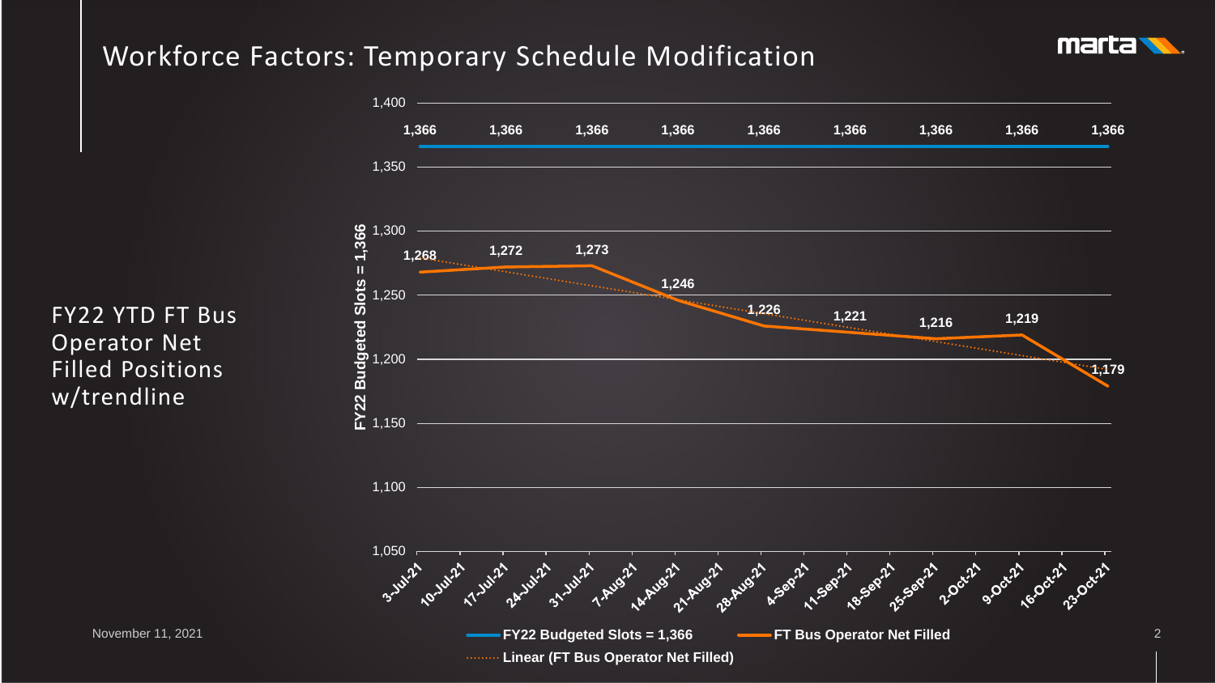# Workforce Factors: Temporary Schedule Modification

FY22 YTD FT Bus Operator Net Filled Positions w/trendline

| Week | FY22 Budgeted Slots = 1,366 | FT Bus Operator Net Filled |
|---|---|---|
| 3-Jul-21 | 1,366 | 1,268 |
| 17-Jul-21 | 1,366 | 1,272 |
| 31-Jul-21 | 1,366 | 1,273 |
| 14-Aug-21 | 1,366 | 1,246 |
| 28-Aug-21 | 1,366 | 1,226 |
| 11-Sep-21 | 1,366 | 1,221 |
| 25-Sep-21 | 1,366 | 1,216 |
| 9-Oct-21 | 1,366 | 1,219 |
| 23-Oct-21 | 1,366 | 1,179 |

Y-axis: FY22 Budgeted Slots = 1,366

Legend: FY22 Budgeted Slots = 1,366; FT Bus Operator Net Filled; Linear (FT Bus Operator Net Filled)

November 11, 2021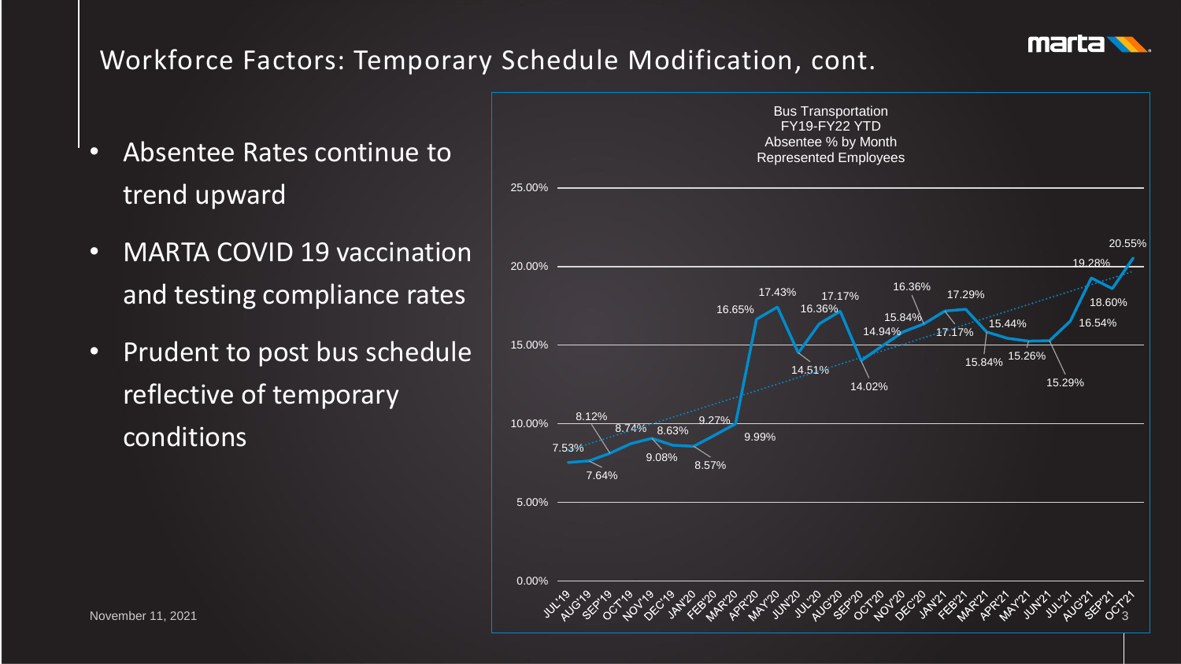# Workforce Factors: Temporary Schedule Modification, cont.

- Absentee Rates continue to trend upward
- MARTA COVID 19 vaccination and testing compliance rates
- Prudent to post bus schedule reflective of temporary conditions

**Bus Transportation**
**FY19-FY22 YTD**
**Absentee % by Month**
**Represented Employees**

| Month | Absentee % |
| --- | --- |
| JUL'19 | 7.53% |
| AUG'19 | 7.64% |
| SEP'19 | 8.12% |
| OCT'19 | 8.74% |
| NOV'19 | 9.08% |
| DEC'19 | 8.63% |
| JAN'20 | 8.57% |
| FEB'20 | 9.27% |
| MAR'20 | 9.99% |
| APR'20 | 16.65% |
| MAY'20 | 17.43% |
| JUN'20 | 14.51% |
| JUL'20 | 16.36% |
| AUG'20 | 17.17% |
| SEP'20 | 14.02% |
| OCT'20 | 14.94% |
| NOV'20 | 15.84% |
| DEC'20 | 16.36% |
| JAN'21 | 17.17% |
| FEB'21 | 17.29% |
| MAR'21 | 15.84% |
| APR'21 | 15.44% |
| MAY'21 | 15.26% |
| JUN'21 | 15.29% |
| JUL'21 | 16.54% |
| AUG'21 | 19.28% |
| SEP'21 | 18.60% |
| OCT'21 | 20.55% |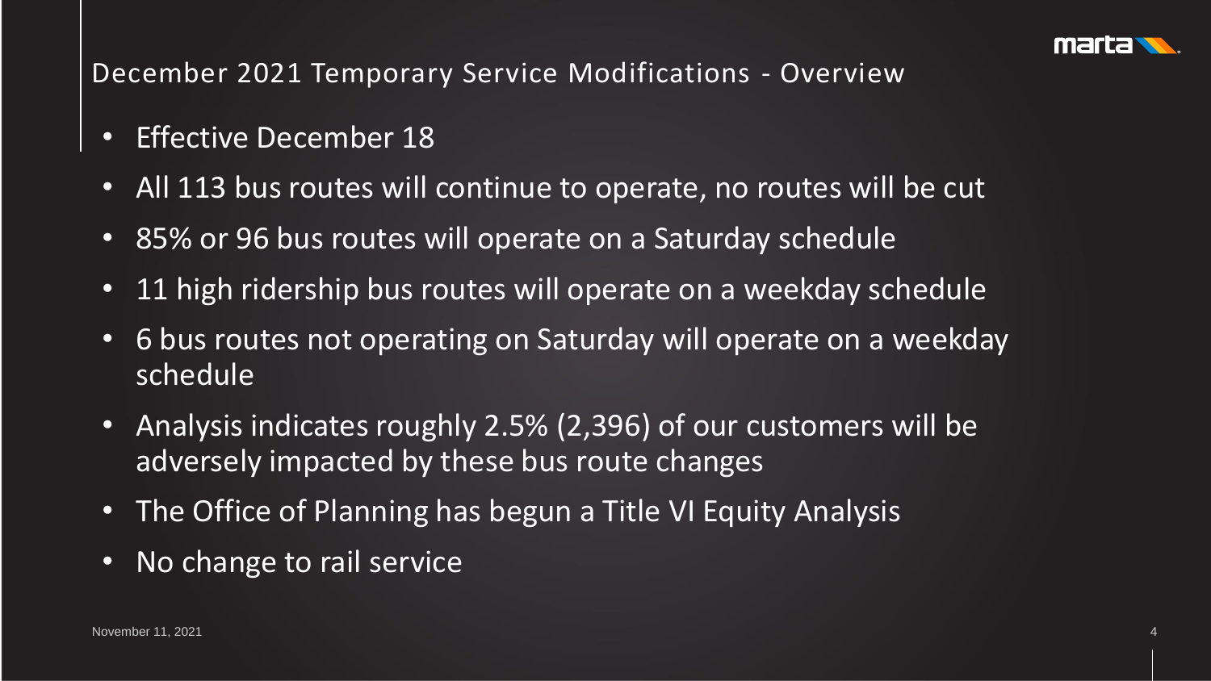## December 2021 Temporary Service Modifications - Overview

- Effective December 18
- All 113 bus routes will continue to operate, no routes will be cut
- 85% or 96 bus routes will operate on a Saturday schedule
- 11 high ridership bus routes will operate on a weekday schedule
- 6 bus routes not operating on Saturday will operate on a weekday schedule
- Analysis indicates roughly 2.5% (2,396) of our customers will be adversely impacted by these bus route changes
- The Office of Planning has begun a Title VI Equity Analysis
- No change to rail service

November 11, 2021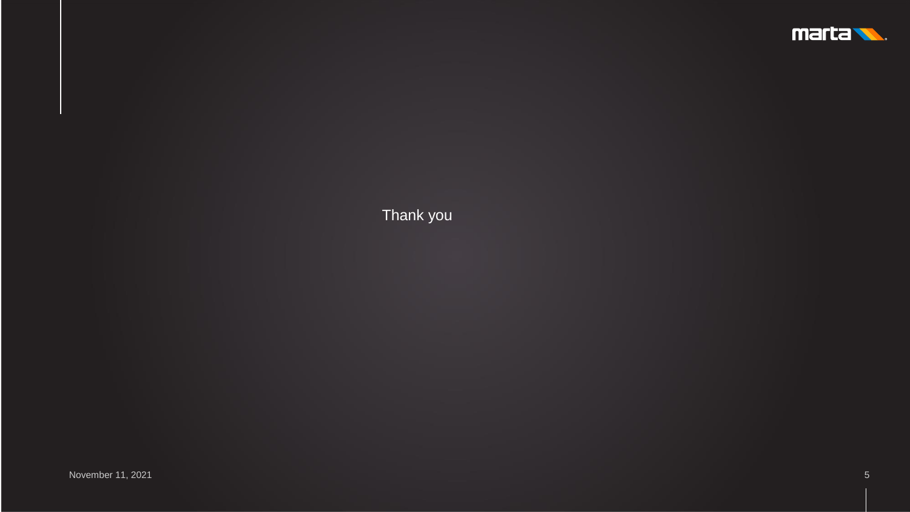Thank you